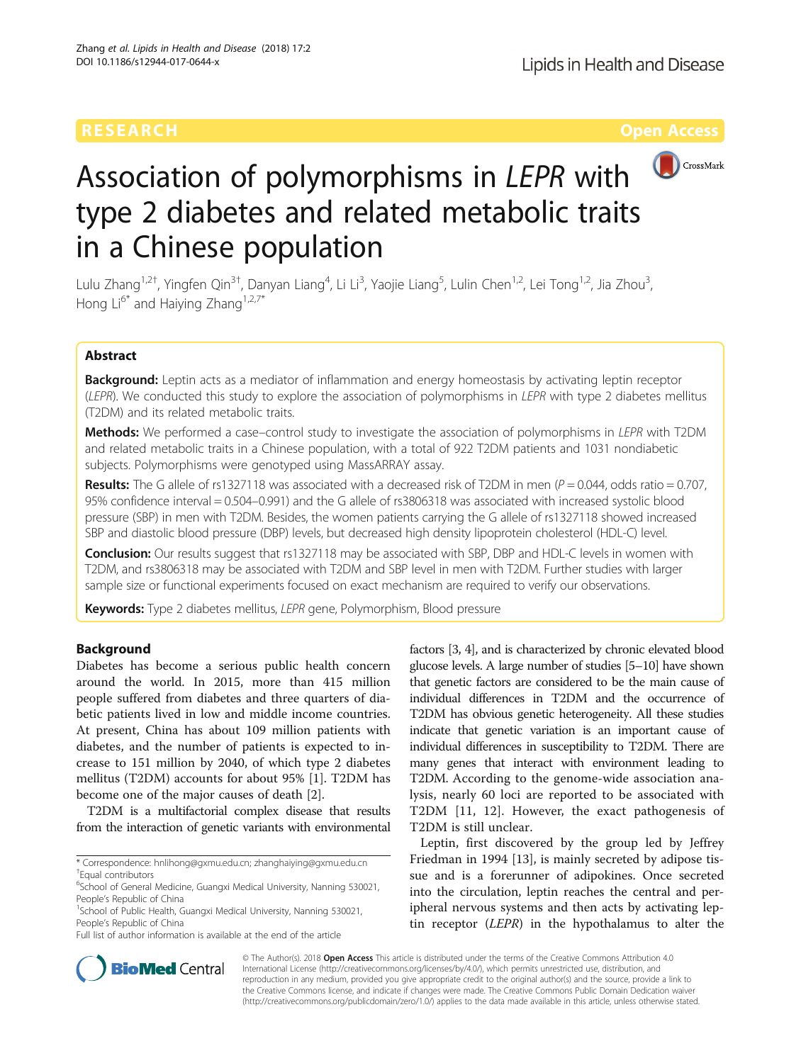# Association of polymorphisms in *LEPR* with type 2 diabetes and related metabolic traits in a Chinese population

Lulu Zhang[1,2†], Yingfen Qin[3†], Danyan Liang[4], Li Li[3], Yaojie Liang[5], Lulin Chen[1,2], Lei Tong[1,2], Jia Zhou[3], Hong Li[6*] and Haiying Zhang[1,2,7*]

## Abstract

**Background:** Leptin acts as a mediator of inflammation and energy homeostasis by activating leptin receptor (*LEPR*). We conducted this study to explore the association of polymorphisms in *LEPR* with type 2 diabetes mellitus (T2DM) and its related metabolic traits.

**Methods:** We performed a case–control study to investigate the association of polymorphisms in *LEPR* with T2DM and related metabolic traits in a Chinese population, with a total of 922 T2DM patients and 1031 nondiabetic subjects. Polymorphisms were genotyped using MassARRAY assay.

**Results:** The G allele of rs1327118 was associated with a decreased risk of T2DM in men ($P = 0.044$, odds ratio = 0.707, 95% confidence interval = 0.504–0.991) and the G allele of rs3806318 was associated with increased systolic blood pressure (SBP) in men with T2DM. Besides, the women patients carrying the G allele of rs1327118 showed increased SBP and diastolic blood pressure (DBP) levels, but decreased high density lipoprotein cholesterol (HDL-C) level.

**Conclusion:** Our results suggest that rs1327118 may be associated with SBP, DBP and HDL-C levels in women with T2DM, and rs3806318 may be associated with T2DM and SBP level in men with T2DM. Further studies with larger sample size or functional experiments focused on exact mechanism are required to verify our observations.

**Keywords:** Type 2 diabetes mellitus, *LEPR* gene, Polymorphism, Blood pressure

## Background

Diabetes has become a serious public health concern around the world. In 2015, more than 415 million people suffered from diabetes and three quarters of diabetic patients lived in low and middle income countries. At present, China has about 109 million patients with diabetes, and the number of patients is expected to increase to 151 million by 2040, of which type 2 diabetes mellitus (T2DM) accounts for about 95% [1]. T2DM has become one of the major causes of death [2].

T2DM is a multifactorial complex disease that results from the interaction of genetic variants with environmental factors [3, 4], and is characterized by chronic elevated blood glucose levels. A large number of studies [5–10] have shown that genetic factors are considered to be the main cause of individual differences in T2DM and the occurrence of T2DM has obvious genetic heterogeneity. All these studies indicate that genetic variation is an important cause of individual differences in susceptibility to T2DM. There are many genes that interact with environment leading to T2DM. According to the genome-wide association analysis, nearly 60 loci are reported to be associated with T2DM [11, 12]. However, the exact pathogenesis of T2DM is still unclear.

Leptin, first discovered by the group led by Jeffrey Friedman in 1994 [13], is mainly secreted by adipose tissue and is a forerunner of adipokines. Once secreted into the circulation, leptin reaches the central and peripheral nervous systems and then acts by activating leptin receptor (*LEPR*) in the hypothalamus to alter the

\* Correspondence: hnlihong@gxmu.edu.cn; zhanghaiying@gxmu.edu.cn
† Equal contributors
[6] School of General Medicine, Guangxi Medical University, Nanning 530021, People's Republic of China
[1] School of Public Health, Guangxi Medical University, Nanning 530021, People's Republic of China
Full list of author information is available at the end of the article

© The Author(s). 2018 **Open Access** This article is distributed under the terms of the Creative Commons Attribution 4.0 International License (http://creativecommons.org/licenses/by/4.0/), which permits unrestricted use, distribution, and reproduction in any medium, provided you give appropriate credit to the original author(s) and the source, provide a link to the Creative Commons license, and indicate if changes were made. The Creative Commons Public Domain Dedication waiver (http://creativecommons.org/publicdomain/zero/1.0/) applies to the data made available in this article, unless otherwise stated.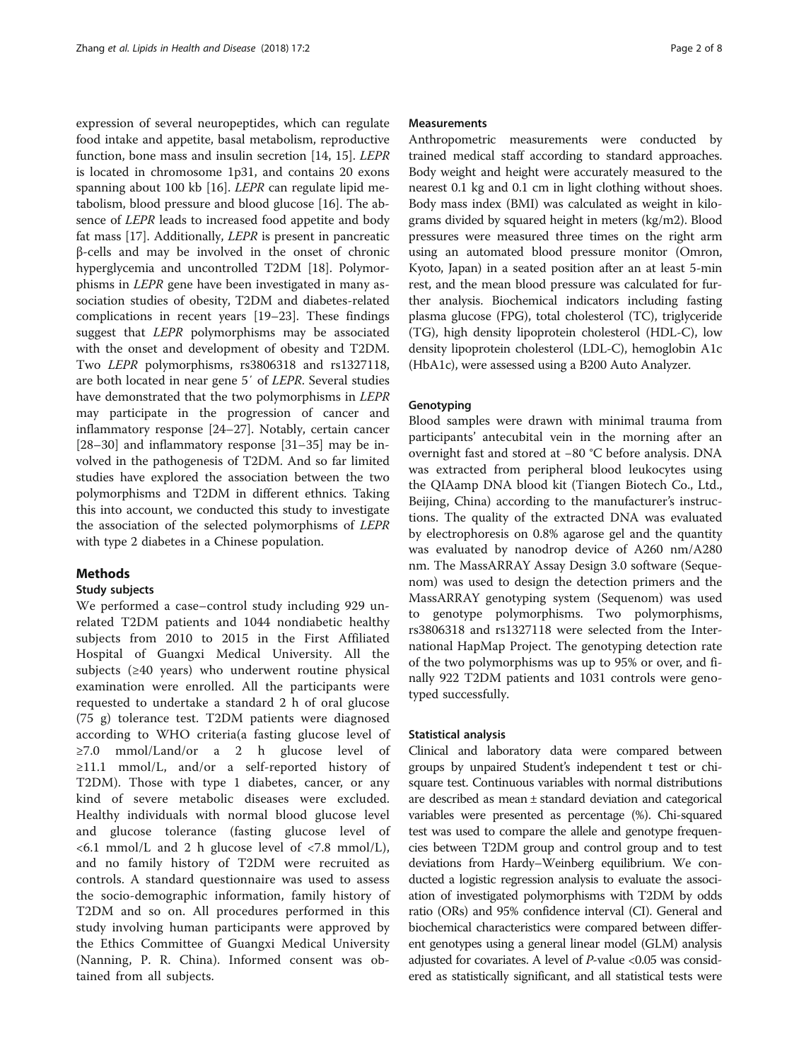expression of several neuropeptides, which can regulate food intake and appetite, basal metabolism, reproductive function, bone mass and insulin secretion [14, 15]. *LEPR* is located in chromosome 1p31, and contains 20 exons spanning about 100 kb [16]. *LEPR* can regulate lipid metabolism, blood pressure and blood glucose [16]. The absence of *LEPR* leads to increased food appetite and body fat mass [17]. Additionally, *LEPR* is present in pancreatic β-cells and may be involved in the onset of chronic hyperglycemia and uncontrolled T2DM [18]. Polymorphisms in *LEPR* gene have been investigated in many association studies of obesity, T2DM and diabetes-related complications in recent years [19–23]. These findings suggest that *LEPR* polymorphisms may be associated with the onset and development of obesity and T2DM. Two *LEPR* polymorphisms, rs3806318 and rs1327118, are both located in near gene 5′ of *LEPR*. Several studies have demonstrated that the two polymorphisms in *LEPR* may participate in the progression of cancer and inflammatory response [24–27]. Notably, certain cancer [28–30] and inflammatory response [31–35] may be involved in the pathogenesis of T2DM. And so far limited studies have explored the association between the two polymorphisms and T2DM in different ethnics. Taking this into account, we conducted this study to investigate the association of the selected polymorphisms of *LEPR* with type 2 diabetes in a Chinese population.

## Methods

### Study subjects

We performed a case–control study including 929 unrelated T2DM patients and 1044 nondiabetic healthy subjects from 2010 to 2015 in the First Affiliated Hospital of Guangxi Medical University. All the subjects (≥40 years) who underwent routine physical examination were enrolled. All the participants were requested to undertake a standard 2 h of oral glucose (75 g) tolerance test. T2DM patients were diagnosed according to WHO criteria(a fasting glucose level of ≥7.0 mmol/Land/or a 2 h glucose level of ≥11.1 mmol/L, and/or a self-reported history of T2DM). Those with type 1 diabetes, cancer, or any kind of severe metabolic diseases were excluded. Healthy individuals with normal blood glucose level and glucose tolerance (fasting glucose level of <6.1 mmol/L and 2 h glucose level of <7.8 mmol/L), and no family history of T2DM were recruited as controls. A standard questionnaire was used to assess the socio-demographic information, family history of T2DM and so on. All procedures performed in this study involving human participants were approved by the Ethics Committee of Guangxi Medical University (Nanning, P. R. China). Informed consent was obtained from all subjects.

### Measurements

Anthropometric measurements were conducted by trained medical staff according to standard approaches. Body weight and height were accurately measured to the nearest 0.1 kg and 0.1 cm in light clothing without shoes. Body mass index (BMI) was calculated as weight in kilograms divided by squared height in meters (kg/m2). Blood pressures were measured three times on the right arm using an automated blood pressure monitor (Omron, Kyoto, Japan) in a seated position after an at least 5-min rest, and the mean blood pressure was calculated for further analysis. Biochemical indicators including fasting plasma glucose (FPG), total cholesterol (TC), triglyceride (TG), high density lipoprotein cholesterol (HDL-C), low density lipoprotein cholesterol (LDL-C), hemoglobin A1c (HbA1c), were assessed using a B200 Auto Analyzer.

### Genotyping

Blood samples were drawn with minimal trauma from participants' antecubital vein in the morning after an overnight fast and stored at −80 °C before analysis. DNA was extracted from peripheral blood leukocytes using the QIAamp DNA blood kit (Tiangen Biotech Co., Ltd., Beijing, China) according to the manufacturer's instructions. The quality of the extracted DNA was evaluated by electrophoresis on 0.8% agarose gel and the quantity was evaluated by nanodrop device of A260 nm/A280 nm. The MassARRAY Assay Design 3.0 software (Sequenom) was used to design the detection primers and the MassARRAY genotyping system (Sequenom) was used to genotype polymorphisms. Two polymorphisms, rs3806318 and rs1327118 were selected from the International HapMap Project. The genotyping detection rate of the two polymorphisms was up to 95% or over, and finally 922 T2DM patients and 1031 controls were genotyped successfully.

### Statistical analysis

Clinical and laboratory data were compared between groups by unpaired Student's independent t test or chi-square test. Continuous variables with normal distributions are described as mean ± standard deviation and categorical variables were presented as percentage (%). Chi-squared test was used to compare the allele and genotype frequencies between T2DM group and control group and to test deviations from Hardy–Weinberg equilibrium. We conducted a logistic regression analysis to evaluate the association of investigated polymorphisms with T2DM by odds ratio (ORs) and 95% confidence interval (CI). General and biochemical characteristics were compared between different genotypes using a general linear model (GLM) analysis adjusted for covariates. A level of $P$-value <0.05 was considered as statistically significant, and all statistical tests were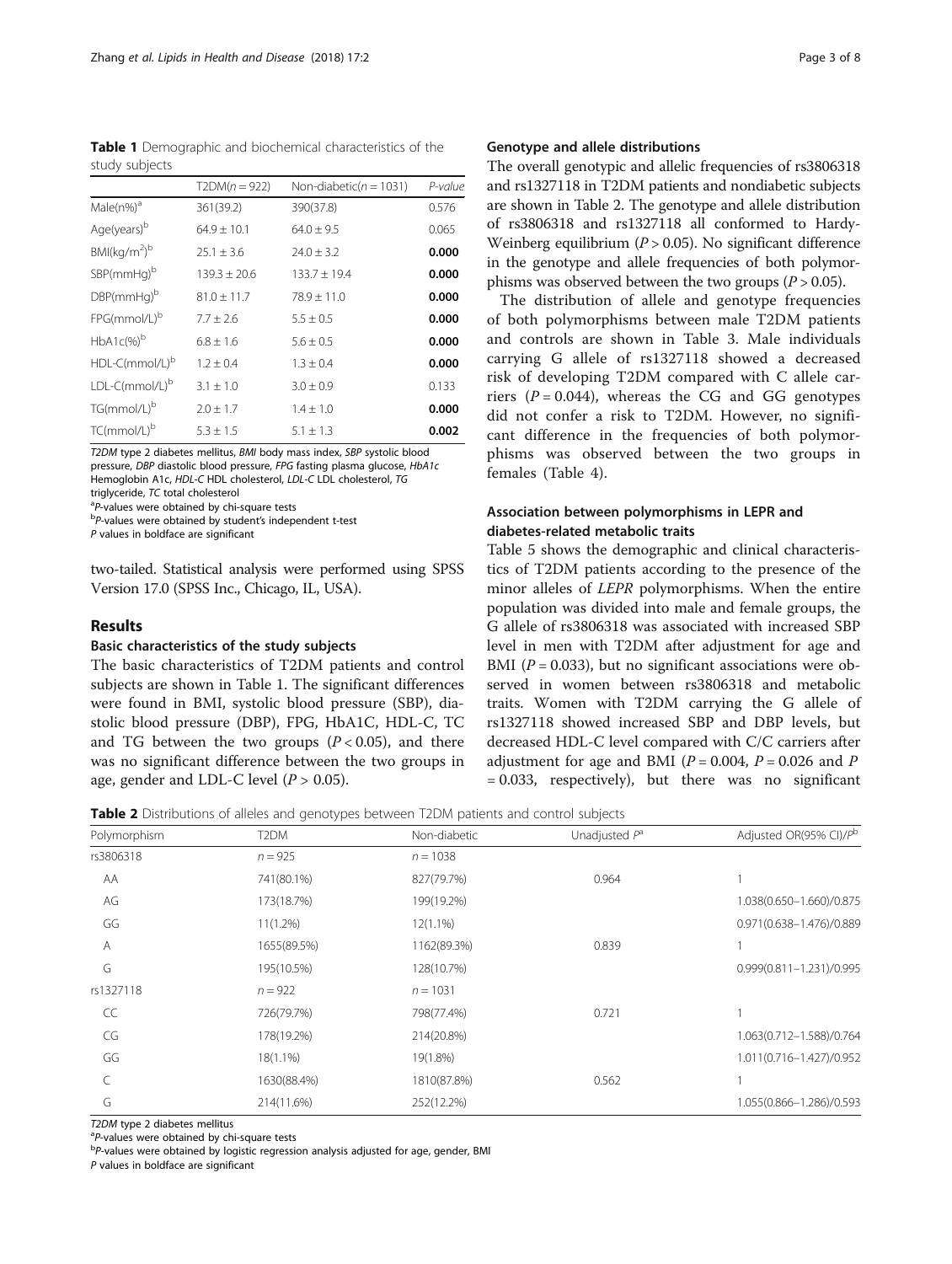**Table 1** Demographic and biochemical characteristics of the study subjects

| | T2DM($n = 922$) | Non-diabetic($n = 1031$) | *P-value* |
|---|---|---|---|
| Male(n%)[a] | 361(39.2) | 390(37.8) | 0.576 |
| Age(years)[b] | 64.9 ± 10.1 | 64.0 ± 9.5 | 0.065 |
| BMI($kg/m^2$)[b] | 25.1 ± 3.6 | 24.0 ± 3.2 | **0.000** |
| SBP(mmHg)[b] | 139.3 ± 20.6 | 133.7 ± 19.4 | **0.000** |
| DBP(mmHg)[b] | 81.0 ± 11.7 | 78.9 ± 11.0 | **0.000** |
| FPG(mmol/L)[b] | 7.7 ± 2.6 | 5.5 ± 0.5 | **0.000** |
| HbA1c(%)[b] | 6.8 ± 1.6 | 5.6 ± 0.5 | **0.000** |
| HDL-C(mmol/L)[b] | 1.2 ± 0.4 | 1.3 ± 0.4 | **0.000** |
| LDL-C(mmol/L)[b] | 3.1 ± 1.0 | 3.0 ± 0.9 | 0.133 |
| TG(mmol/L)[b] | 2.0 ± 1.7 | 1.4 ± 1.0 | **0.000** |
| TC(mmol/L)[b] | 5.3 ± 1.5 | 5.1 ± 1.3 | **0.002** |

*T2DM* type 2 diabetes mellitus, *BMI* body mass index, *SBP* systolic blood pressure, *DBP* diastolic blood pressure, *FPG* fasting plasma glucose, *HbA1c* Hemoglobin A1c, *HDL-C* HDL cholesterol, *LDL-C* LDL cholesterol, *TG* triglyceride, *TC* total cholesterol

[a]*P*-values were obtained by chi-square tests

[b]*P*-values were obtained by student's independent t-test

*P* values in boldface are significant

two-tailed. Statistical analysis were performed using SPSS Version 17.0 (SPSS Inc., Chicago, IL, USA).

## Results

### Basic characteristics of the study subjects

The basic characteristics of T2DM patients and control subjects are shown in Table 1. The significant differences were found in BMI, systolic blood pressure (SBP), diastolic blood pressure (DBP), FPG, HbA1C, HDL-C, TC and TG between the two groups ($P < 0.05$), and there was no significant difference between the two groups in age, gender and LDL-C level ($P > 0.05$).

### Genotype and allele distributions

The overall genotypic and allelic frequencies of rs3806318 and rs1327118 in T2DM patients and nondiabetic subjects are shown in Table 2. The genotype and allele distribution of rs3806318 and rs1327118 all conformed to Hardy-Weinberg equilibrium ($P > 0.05$). No significant difference in the genotype and allele frequencies of both polymorphisms was observed between the two groups ($P > 0.05$).

The distribution of allele and genotype frequencies of both polymorphisms between male T2DM patients and controls are shown in Table 3. Male individuals carrying G allele of rs1327118 showed a decreased risk of developing T2DM compared with C allele carriers ($P = 0.044$), whereas the CG and GG genotypes did not confer a risk to T2DM. However, no significant difference in the frequencies of both polymorphisms was observed between the two groups in females (Table 4).

### Association between polymorphisms in LEPR and diabetes-related metabolic traits

Table 5 shows the demographic and clinical characteristics of T2DM patients according to the presence of the minor alleles of *LEPR* polymorphisms. When the entire population was divided into male and female groups, the G allele of rs3806318 was associated with increased SBP level in men with T2DM after adjustment for age and BMI ($P = 0.033$), but no significant associations were observed in women between rs3806318 and metabolic traits. Women with T2DM carrying the G allele of rs1327118 showed increased SBP and DBP levels, but decreased HDL-C level compared with C/C carriers after adjustment for age and BMI ($P = 0.004$, $P = 0.026$ and $P = 0.033$, respectively), but there was no significant

**Table 2** Distributions of alleles and genotypes between T2DM patients and control subjects

| Polymorphism | T2DM | Non-diabetic | Unadjusted $P^a$ | Adjusted OR(95% CI)/$P^b$ |
|---|---|---|---|---|
| rs3806318 | $n = 925$ | $n = 1038$ | | |
| AA | 741(80.1%) | 827(79.7%) | 0.964 | 1 |
| AG | 173(18.7%) | 199(19.2%) | | 1.038(0.650–1.660)/0.875 |
| GG | 11(1.2%) | 12(1.1%) | | 0.971(0.638–1.476)/0.889 |
| A | 1655(89.5%) | 1162(89.3%) | 0.839 | 1 |
| G | 195(10.5%) | 128(10.7%) | | 0.999(0.811–1.231)/0.995 |
| rs1327118 | $n = 922$ | $n = 1031$ | | |
| CC | 726(79.7%) | 798(77.4%) | 0.721 | 1 |
| CG | 178(19.2%) | 214(20.8%) | | 1.063(0.712–1.588)/0.764 |
| GG | 18(1.1%) | 19(1.8%) | | 1.011(0.716–1.427)/0.952 |
| C | 1630(88.4%) | 1810(87.8%) | 0.562 | 1 |
| G | 214(11.6%) | 252(12.2%) | | 1.055(0.866–1.286)/0.593 |

*T2DM* type 2 diabetes mellitus

[a]*P*-values were obtained by chi-square tests

[b]*P*-values were obtained by logistic regression analysis adjusted for age, gender, BMI

*P* values in boldface are significant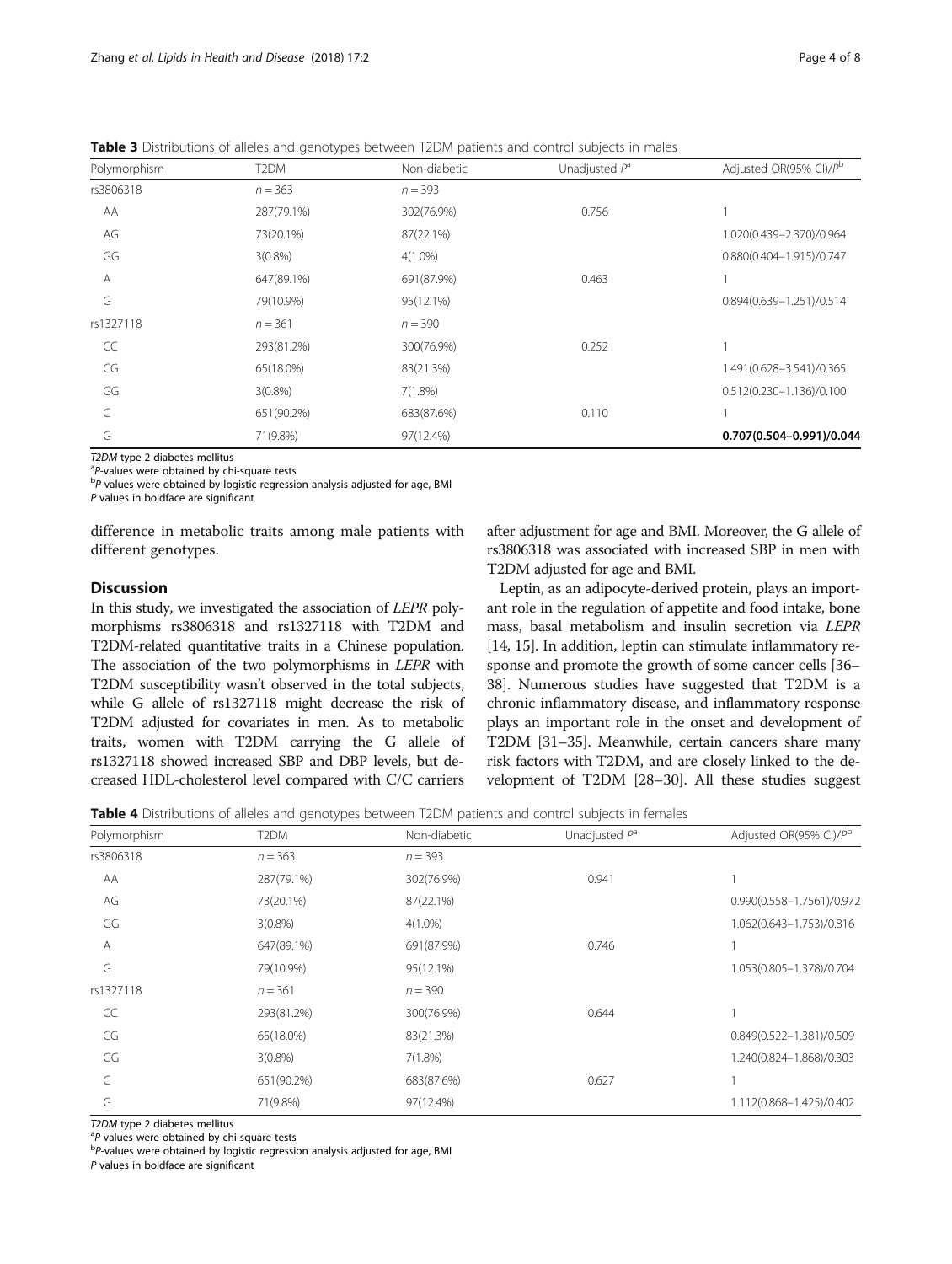**Table 3** Distributions of alleles and genotypes between T2DM patients and control subjects in males

| Polymorphism | T2DM | Non-diabetic | Unadjusted $P^a$ | Adjusted OR(95% CI)/$P^b$ |
|---|---|---|---|---|
| rs3806318 | $n = 363$ | $n = 393$ | | |
| AA | 287(79.1%) | 302(76.9%) | 0.756 | 1 |
| AG | 73(20.1%) | 87(22.1%) | | 1.020(0.439–2.370)/0.964 |
| GG | 3(0.8%) | 4(1.0%) | | 0.880(0.404–1.915)/0.747 |
| A | 647(89.1%) | 691(87.9%) | 0.463 | 1 |
| G | 79(10.9%) | 95(12.1%) | | 0.894(0.639–1.251)/0.514 |
| rs1327118 | $n = 361$ | $n = 390$ | | |
| CC | 293(81.2%) | 300(76.9%) | 0.252 | 1 |
| CG | 65(18.0%) | 83(21.3%) | | 1.491(0.628–3.541)/0.365 |
| GG | 3(0.8%) | 7(1.8%) | | 0.512(0.230–1.136)/0.100 |
| C | 651(90.2%) | 683(87.6%) | 0.110 | 1 |
| G | 71(9.8%) | 97(12.4%) | | **0.707(0.504–0.991)/0.044** |

*T2DM* type 2 diabetes mellitus
[a]P-values were obtained by chi-square tests
[b]P-values were obtained by logistic regression analysis adjusted for age, BMI
*P* values in boldface are significant

difference in metabolic traits among male patients with different genotypes.

## Discussion

In this study, we investigated the association of *LEPR* polymorphisms rs3806318 and rs1327118 with T2DM and T2DM-related quantitative traits in a Chinese population. The association of the two polymorphisms in *LEPR* with T2DM susceptibility wasn't observed in the total subjects, while G allele of rs1327118 might decrease the risk of T2DM adjusted for covariates in men. As to metabolic traits, women with T2DM carrying the G allele of rs1327118 showed increased SBP and DBP levels, but decreased HDL-cholesterol level compared with C/C carriers after adjustment for age and BMI. Moreover, the G allele of rs3806318 was associated with increased SBP in men with T2DM adjusted for age and BMI.

Leptin, as an adipocyte-derived protein, plays an important role in the regulation of appetite and food intake, bone mass, basal metabolism and insulin secretion via *LEPR* [14, 15]. In addition, leptin can stimulate inflammatory response and promote the growth of some cancer cells [36–38]. Numerous studies have suggested that T2DM is a chronic inflammatory disease, and inflammatory response plays an important role in the onset and development of T2DM [31–35]. Meanwhile, certain cancers share many risk factors with T2DM, and are closely linked to the development of T2DM [28–30]. All these studies suggest

**Table 4** Distributions of alleles and genotypes between T2DM patients and control subjects in females

| Polymorphism | T2DM | Non-diabetic | Unadjusted $P^a$ | Adjusted OR(95% CI)/$P^b$ |
|---|---|---|---|---|
| rs3806318 | $n = 363$ | $n = 393$ | | |
| AA | 287(79.1%) | 302(76.9%) | 0.941 | 1 |
| AG | 73(20.1%) | 87(22.1%) | | 0.990(0.558–1.7561)/0.972 |
| GG | 3(0.8%) | 4(1.0%) | | 1.062(0.643–1.753)/0.816 |
| A | 647(89.1%) | 691(87.9%) | 0.746 | 1 |
| G | 79(10.9%) | 95(12.1%) | | 1.053(0.805–1.378)/0.704 |
| rs1327118 | $n = 361$ | $n = 390$ | | |
| CC | 293(81.2%) | 300(76.9%) | 0.644 | 1 |
| CG | 65(18.0%) | 83(21.3%) | | 0.849(0.522–1.381)/0.509 |
| GG | 3(0.8%) | 7(1.8%) | | 1.240(0.824–1.868)/0.303 |
| C | 651(90.2%) | 683(87.6%) | 0.627 | 1 |
| G | 71(9.8%) | 97(12.4%) | | 1.112(0.868–1.425)/0.402 |

*T2DM* type 2 diabetes mellitus
[a]P-values were obtained by chi-square tests
[b]P-values were obtained by logistic regression analysis adjusted for age, BMI
*P* values in boldface are significant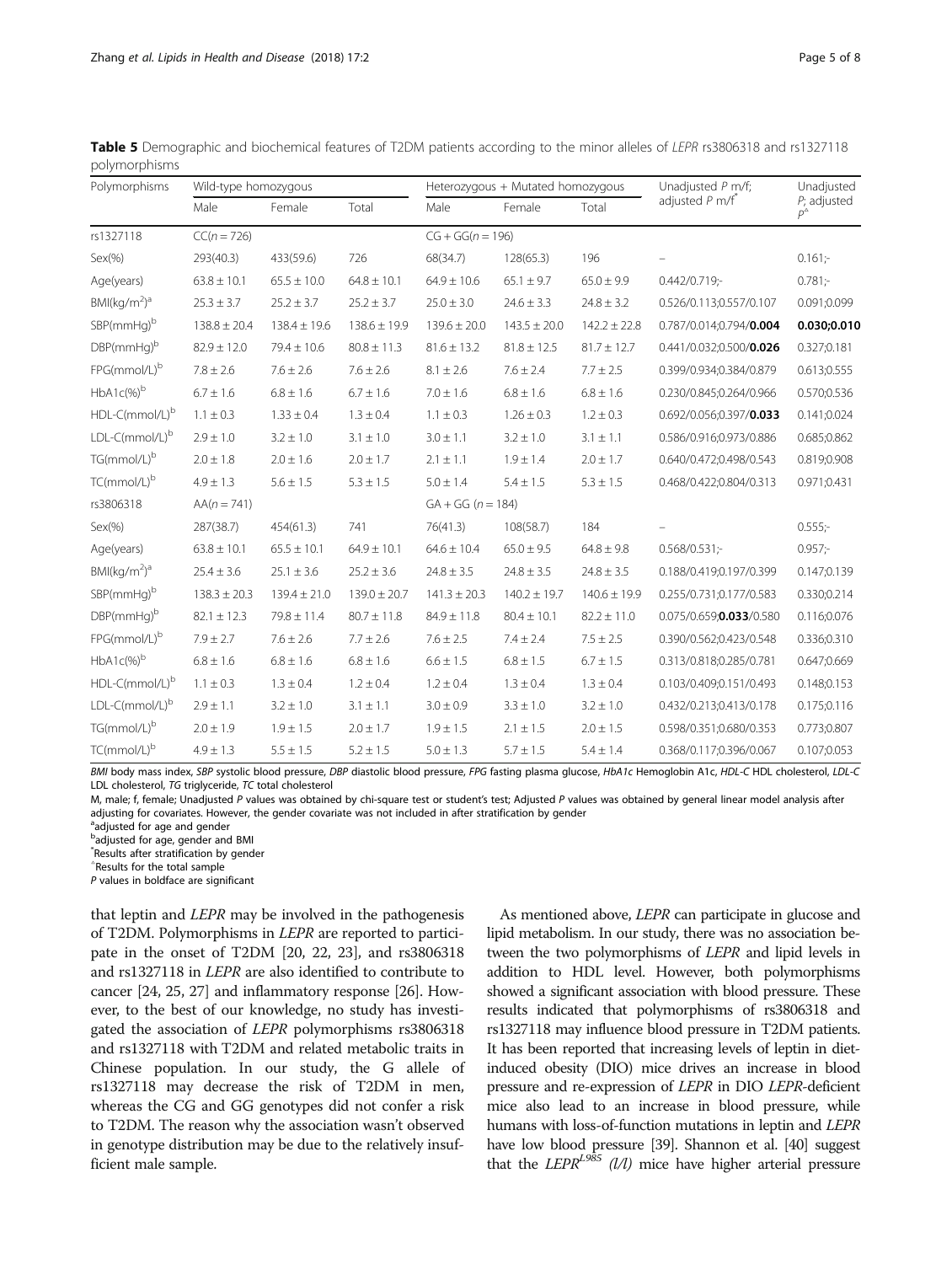**Table 5** Demographic and biochemical features of T2DM patients according to the minor alleles of *LEPR* rs3806318 and rs1327118 polymorphisms

| Polymorphisms | Wild-type homozygous | | | Heterozygous + Mutated homozygous | | | Unadjusted *P* m/f; adjusted *P* m/f[*] | Unadjusted *P*; adjusted *P*[^] |
|---|---|---|---|---|---|---|---|---|
| | Male | Female | Total | Male | Female | Total | | |
| rs1327118 | CC(n = 726) | | | CG + GG(n = 196) | | | | |
| Sex(%) | 293(40.3) | 433(59.6) | 726 | 68(34.7) | 128(65.3) | 196 | – | 0.161;- |
| Age(years) | 63.8 ± 10.1 | 65.5 ± 10.0 | 64.8 ± 10.1 | 64.9 ± 10.6 | 65.1 ± 9.7 | 65.0 ± 9.9 | 0.442/0.719;- | 0.781;- |
| BMI(kg/m$^2$)[a] | 25.3 ± 3.7 | 25.2 ± 3.7 | 25.2 ± 3.7 | 25.0 ± 3.0 | 24.6 ± 3.3 | 24.8 ± 3.2 | 0.526/0.113;0.557/0.107 | 0.091;0.099 |
| SBP(mmHg)[b] | 138.8 ± 20.4 | 138.4 ± 19.6 | 138.6 ± 19.9 | 139.6 ± 20.0 | 143.5 ± 20.0 | 142.2 ± 22.8 | 0.787/0.014;0.794/**0.004** | **0.030;0.010** |
| DBP(mmHg)[b] | 82.9 ± 12.0 | 79.4 ± 10.6 | 80.8 ± 11.3 | 81.6 ± 13.2 | 81.8 ± 12.5 | 81.7 ± 12.7 | 0.441/0.032;0.500/**0.026** | 0.327;0.181 |
| FPG(mmol/L)[b] | 7.8 ± 2.6 | 7.6 ± 2.6 | 7.6 ± 2.6 | 8.1 ± 2.6 | 7.6 ± 2.4 | 7.7 ± 2.5 | 0.399/0.934;0.384/0.879 | 0.613;0.555 |
| HbA1c(%)[b] | 6.7 ± 1.6 | 6.8 ± 1.6 | 6.7 ± 1.6 | 7.0 ± 1.6 | 6.8 ± 1.6 | 6.8 ± 1.6 | 0.230/0.845;0.264/0.966 | 0.570;0.536 |
| HDL-C(mmol/L)[b] | 1.1 ± 0.3 | 1.33 ± 0.4 | 1.3 ± 0.4 | 1.1 ± 0.3 | 1.26 ± 0.3 | 1.2 ± 0.3 | 0.692/0.056;0.397/**0.033** | 0.141;0.024 |
| LDL-C(mmol/L)[b] | 2.9 ± 1.0 | 3.2 ± 1.0 | 3.1 ± 1.0 | 3.0 ± 1.1 | 3.2 ± 1.0 | 3.1 ± 1.1 | 0.586/0.916;0.973/0.886 | 0.685;0.862 |
| TG(mmol/L)[b] | 2.0 ± 1.8 | 2.0 ± 1.6 | 2.0 ± 1.7 | 2.1 ± 1.1 | 1.9 ± 1.4 | 2.0 ± 1.7 | 0.640/0.472;0.498/0.543 | 0.819;0.908 |
| TC(mmol/L)[b] | 4.9 ± 1.3 | 5.6 ± 1.5 | 5.3 ± 1.5 | 5.0 ± 1.4 | 5.4 ± 1.5 | 5.3 ± 1.5 | 0.468/0.422;0.804/0.313 | 0.971;0.431 |
| rs3806318 | AA(n = 741) | | | GA + GG (n = 184) | | | | |
| Sex(%) | 287(38.7) | 454(61.3) | 741 | 76(41.3) | 108(58.7) | 184 | – | 0.555;- |
| Age(years) | 63.8 ± 10.1 | 65.5 ± 10.1 | 64.9 ± 10.1 | 64.6 ± 10.4 | 65.0 ± 9.5 | 64.8 ± 9.8 | 0.568/0.531;- | 0.957;- |
| BMI(kg/m$^2$)[a] | 25.4 ± 3.6 | 25.1 ± 3.6 | 25.2 ± 3.6 | 24.8 ± 3.5 | 24.8 ± 3.5 | 24.8 ± 3.5 | 0.188/0.419;0.197/0.399 | 0.147;0.139 |
| SBP(mmHg)[b] | 138.3 ± 20.3 | 139.4 ± 21.0 | 139.0 ± 20.7 | 141.3 ± 20.3 | 140.2 ± 19.7 | 140.6 ± 19.9 | 0.255/0.731;0.177/0.583 | 0.330;0.214 |
| DBP(mmHg)[b] | 82.1 ± 12.3 | 79.8 ± 11.4 | 80.7 ± 11.8 | 84.9 ± 11.8 | 80.4 ± 10.1 | 82.2 ± 11.0 | 0.075/0.659;**0.033**/0.580 | 0.116;0.076 |
| FPG(mmol/L)[b] | 7.9 ± 2.7 | 7.6 ± 2.6 | 7.7 ± 2.6 | 7.6 ± 2.5 | 7.4 ± 2.4 | 7.5 ± 2.5 | 0.390/0.562;0.423/0.548 | 0.336;0.310 |
| HbA1c(%)[b] | 6.8 ± 1.6 | 6.8 ± 1.6 | 6.8 ± 1.6 | 6.6 ± 1.5 | 6.8 ± 1.5 | 6.7 ± 1.5 | 0.313/0.818;0.285/0.781 | 0.647;0.669 |
| HDL-C(mmol/L)[b] | 1.1 ± 0.3 | 1.3 ± 0.4 | 1.2 ± 0.4 | 1.2 ± 0.4 | 1.3 ± 0.4 | 1.3 ± 0.4 | 0.103/0.409;0.151/0.493 | 0.148;0.153 |
| LDL-C(mmol/L)[b] | 2.9 ± 1.1 | 3.2 ± 1.0 | 3.1 ± 1.1 | 3.0 ± 0.9 | 3.3 ± 1.0 | 3.2 ± 1.0 | 0.432/0.213;0.413/0.178 | 0.175;0.116 |
| TG(mmol/L)[b] | 2.0 ± 1.9 | 1.9 ± 1.5 | 2.0 ± 1.7 | 1.9 ± 1.5 | 2.1 ± 1.5 | 2.0 ± 1.5 | 0.598/0.351;0.680/0.353 | 0.773;0.807 |
| TC(mmol/L)[b] | 4.9 ± 1.3 | 5.5 ± 1.5 | 5.2 ± 1.5 | 5.0 ± 1.3 | 5.7 ± 1.5 | 5.4 ± 1.4 | 0.368/0.117;0.396/0.067 | 0.107;0.053 |

*BMI* body mass index, *SBP* systolic blood pressure, *DBP* diastolic blood pressure, *FPG* fasting plasma glucose, *HbA1c* Hemoglobin A1c, *HDL-C* HDL cholesterol, *LDL-C* LDL cholesterol, *TG* triglyceride, *TC* total cholesterol

M, male; f, female; Unadjusted P values was obtained by chi-square test or student's test; Adjusted P values was obtained by general linear model analysis after adjusting for covariates. However, the gender covariate was not included in after stratification by gender

[a]adjusted for age and gender

[b]adjusted for age, gender and BMI

[*]Results after stratification by gender

[^]Results for the total sample

*P* values in boldface are significant

that leptin and *LEPR* may be involved in the pathogenesis of T2DM. Polymorphisms in *LEPR* are reported to participate in the onset of T2DM [20, 22, 23], and rs3806318 and rs1327118 in *LEPR* are also identified to contribute to cancer [24, 25, 27] and inflammatory response [26]. However, to the best of our knowledge, no study has investigated the association of *LEPR* polymorphisms rs3806318 and rs1327118 with T2DM and related metabolic traits in Chinese population. In our study, the G allele of rs1327118 may decrease the risk of T2DM in men, whereas the CG and GG genotypes did not confer a risk to T2DM. The reason why the association wasn't observed in genotype distribution may be due to the relatively insufficient male sample.

As mentioned above, *LEPR* can participate in glucose and lipid metabolism. In our study, there was no association between the two polymorphisms of *LEPR* and lipid levels in addition to HDL level. However, both polymorphisms showed a significant association with blood pressure. These results indicated that polymorphisms of rs3806318 and rs1327118 may influence blood pressure in T2DM patients. It has been reported that increasing levels of leptin in diet-induced obesity (DIO) mice drives an increase in blood pressure and re-expression of *LEPR* in DIO *LEPR*-deficient mice also lead to an increase in blood pressure, while humans with loss-of-function mutations in leptin and *LEPR* have low blood pressure [39]. Shannon et al. [40] suggest that the *LEPR*$^{L985}$ *(l/l)* mice have higher arterial pressure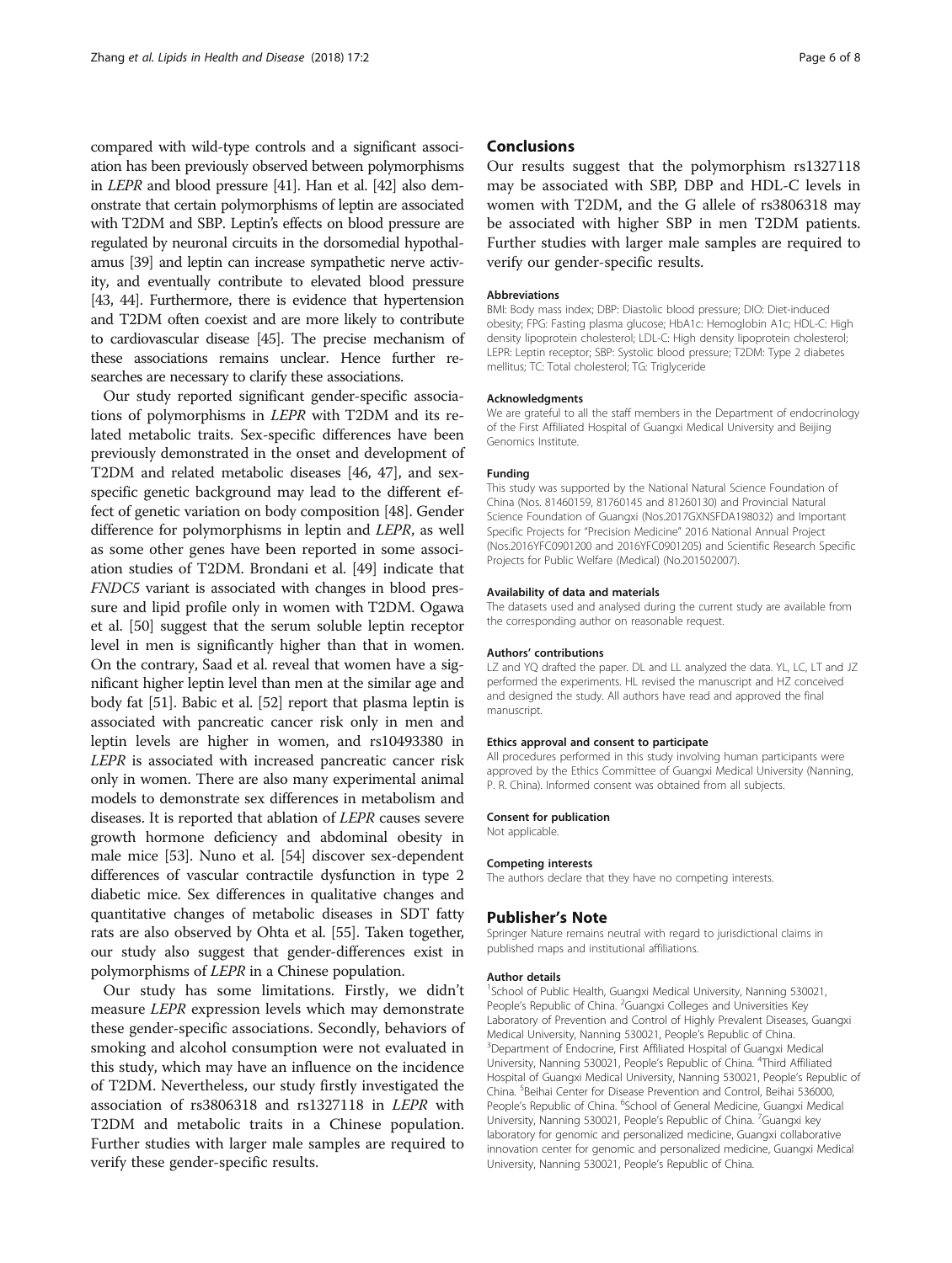compared with wild-type controls and a significant association has been previously observed between polymorphisms in *LEPR* and blood pressure [41]. Han et al. [42] also demonstrate that certain polymorphisms of leptin are associated with T2DM and SBP. Leptin's effects on blood pressure are regulated by neuronal circuits in the dorsomedial hypothalamus [39] and leptin can increase sympathetic nerve activity, and eventually contribute to elevated blood pressure [43, 44]. Furthermore, there is evidence that hypertension and T2DM often coexist and are more likely to contribute to cardiovascular disease [45]. The precise mechanism of these associations remains unclear. Hence further researches are necessary to clarify these associations.

Our study reported significant gender-specific associations of polymorphisms in *LEPR* with T2DM and its related metabolic traits. Sex-specific differences have been previously demonstrated in the onset and development of T2DM and related metabolic diseases [46, 47], and sex-specific genetic background may lead to the different effect of genetic variation on body composition [48]. Gender difference for polymorphisms in leptin and *LEPR*, as well as some other genes have been reported in some association studies of T2DM. Brondani et al. [49] indicate that *FNDC5* variant is associated with changes in blood pressure and lipid profile only in women with T2DM. Ogawa et al. [50] suggest that the serum soluble leptin receptor level in men is significantly higher than that in women. On the contrary, Saad et al. reveal that women have a significant higher leptin level than men at the similar age and body fat [51]. Babic et al. [52] report that plasma leptin is associated with pancreatic cancer risk only in men and leptin levels are higher in women, and rs10493380 in *LEPR* is associated with increased pancreatic cancer risk only in women. There are also many experimental animal models to demonstrate sex differences in metabolism and diseases. It is reported that ablation of *LEPR* causes severe growth hormone deficiency and abdominal obesity in male mice [53]. Nuno et al. [54] discover sex-dependent differences of vascular contractile dysfunction in type 2 diabetic mice. Sex differences in qualitative changes and quantitative changes of metabolic diseases in SDT fatty rats are also observed by Ohta et al. [55]. Taken together, our study also suggest that gender-differences exist in polymorphisms of *LEPR* in a Chinese population.

Our study has some limitations. Firstly, we didn't measure *LEPR* expression levels which may demonstrate these gender-specific associations. Secondly, behaviors of smoking and alcohol consumption were not evaluated in this study, which may have an influence on the incidence of T2DM. Nevertheless, our study firstly investigated the association of rs3806318 and rs1327118 in *LEPR* with T2DM and metabolic traits in a Chinese population. Further studies with larger male samples are required to verify these gender-specific results.

## Conclusions

Our results suggest that the polymorphism rs1327118 may be associated with SBP, DBP and HDL-C levels in women with T2DM, and the G allele of rs3806318 may be associated with higher SBP in men T2DM patients. Further studies with larger male samples are required to verify our gender-specific results.

#### Abbreviations

BMI: Body mass index; DBP: Diastolic blood pressure; DIO: Diet-induced obesity; FPG: Fasting plasma glucose; HbA1c: Hemoglobin A1c; HDL-C: High density lipoprotein cholesterol; LDL-C: High density lipoprotein cholesterol; LEPR: Leptin receptor; SBP: Systolic blood pressure; T2DM: Type 2 diabetes mellitus; TC: Total cholesterol; TG: Triglyceride

#### Acknowledgments

We are grateful to all the staff members in the Department of endocrinology of the First Affiliated Hospital of Guangxi Medical University and Beijing Genomics Institute.

#### Funding

This study was supported by the National Natural Science Foundation of China (Nos. 81460159, 81760145 and 81260130) and Provincial Natural Science Foundation of Guangxi (Nos.2017GXNSFDA198032) and Important Specific Projects for "Precision Medicine" 2016 National Annual Project (Nos.2016YFC0901200 and 2016YFC0901205) and Scientific Research Specific Projects for Public Welfare (Medical) (No.201502007).

#### Availability of data and materials

The datasets used and analysed during the current study are available from the corresponding author on reasonable request.

#### Authors' contributions

LZ and YQ drafted the paper. DL and LL analyzed the data. YL, LC, LT and JZ performed the experiments. HL revised the manuscript and HZ conceived and designed the study. All authors have read and approved the final manuscript.

#### Ethics approval and consent to participate

All procedures performed in this study involving human participants were approved by the Ethics Committee of Guangxi Medical University (Nanning, P. R. China). Informed consent was obtained from all subjects.

#### Consent for publication

Not applicable.

#### Competing interests

The authors declare that they have no competing interests.

## Publisher's Note

Springer Nature remains neutral with regard to jurisdictional claims in published maps and institutional affiliations.

#### Author details

[1]School of Public Health, Guangxi Medical University, Nanning 530021, People's Republic of China. [2]Guangxi Colleges and Universities Key Laboratory of Prevention and Control of Highly Prevalent Diseases, Guangxi Medical University, Nanning 530021, People's Republic of China. [3]Department of Endocrine, First Affiliated Hospital of Guangxi Medical University, Nanning 530021, People's Republic of China. [4]Third Affiliated Hospital of Guangxi Medical University, Nanning 530021, People's Republic of China. [5]Beihai Center for Disease Prevention and Control, Beihai 536000, People's Republic of China. [6]School of General Medicine, Guangxi Medical University, Nanning 530021, People's Republic of China. [7]Guangxi key laboratory for genomic and personalized medicine, Guangxi collaborative innovation center for genomic and personalized medicine, Guangxi Medical University, Nanning 530021, People's Republic of China.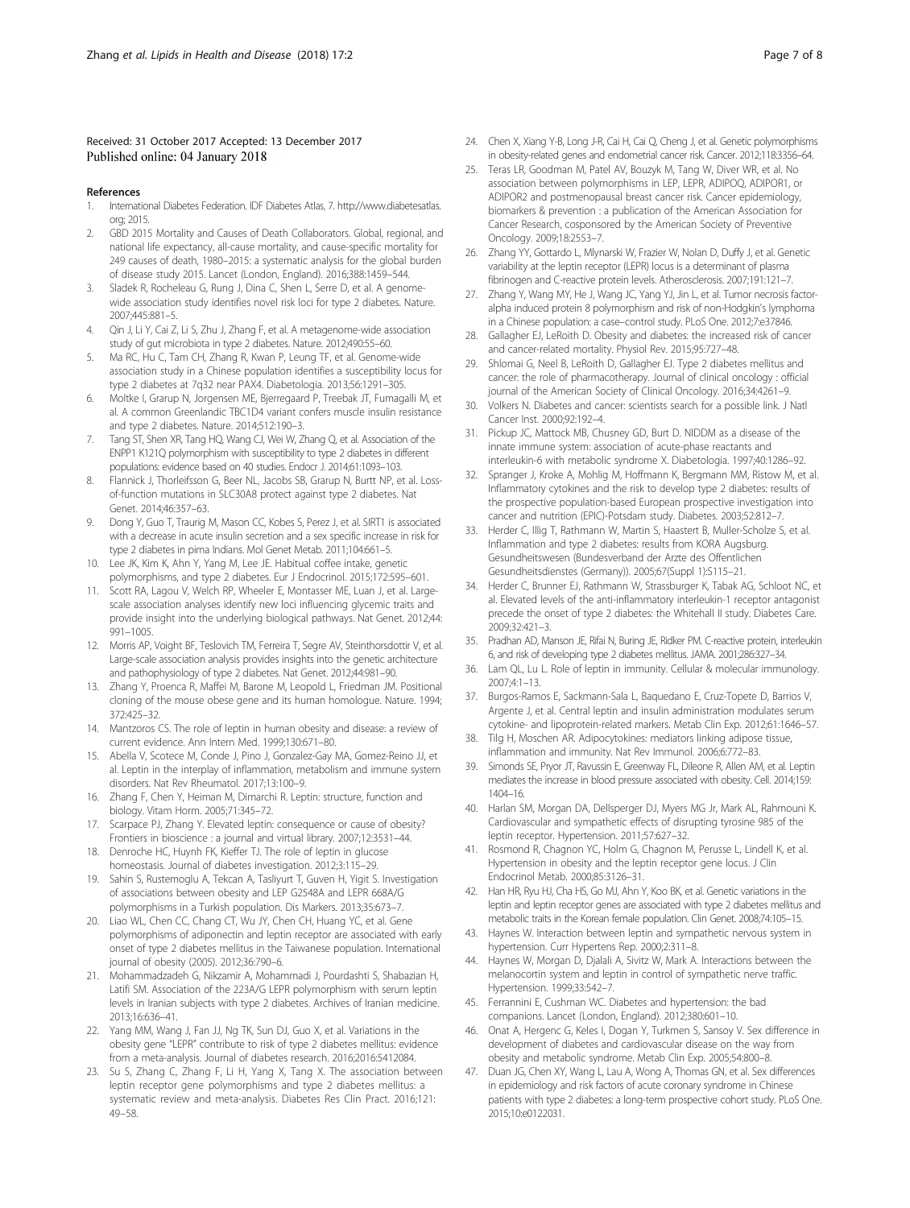Received: 31 October 2017 Accepted: 13 December 2017
Published online: 04 January 2018

## References

1. International Diabetes Federation. IDF Diabetes Atlas, 7. http://www.diabetesatlas.org; 2015.
2. GBD 2015 Mortality and Causes of Death Collaborators. Global, regional, and national life expectancy, all-cause mortality, and cause-specific mortality for 249 causes of death, 1980–2015: a systematic analysis for the global burden of disease study 2015. Lancet (London, England). 2016;388:1459–544.
3. Sladek R, Rocheleau G, Rung J, Dina C, Shen L, Serre D, et al. A genome-wide association study identifies novel risk loci for type 2 diabetes. Nature. 2007;445:881–5.
4. Qin J, Li Y, Cai Z, Li S, Zhu J, Zhang F, et al. A metagenome-wide association study of gut microbiota in type 2 diabetes. Nature. 2012;490:55–60.
5. Ma RC, Hu C, Tam CH, Zhang R, Kwan P, Leung TF, et al. Genome-wide association study in a Chinese population identifies a susceptibility locus for type 2 diabetes at 7q32 near PAX4. Diabetologia. 2013;56:1291–305.
6. Moltke I, Grarup N, Jorgensen ME, Bjerregaard P, Treebak JT, Fumagalli M, et al. A common Greenlandic TBC1D4 variant confers muscle insulin resistance and type 2 diabetes. Nature. 2014;512:190–3.
7. Tang ST, Shen XR, Tang HQ, Wang CJ, Wei W, Zhang Q, et al. Association of the ENPP1 K121Q polymorphism with susceptibility to type 2 diabetes in different populations: evidence based on 40 studies. Endocr J. 2014;61:1093–103.
8. Flannick J, Thorleifsson G, Beer NL, Jacobs SB, Grarup N, Burtt NP, et al. Loss-of-function mutations in SLC30A8 protect against type 2 diabetes. Nat Genet. 2014;46:357–63.
9. Dong Y, Guo T, Traurig M, Mason CC, Kobes S, Perez J, et al. SIRT1 is associated with a decrease in acute insulin secretion and a sex specific increase in risk for type 2 diabetes in pima Indians. Mol Genet Metab. 2011;104:661–5.
10. Lee JK, Kim K, Ahn Y, Yang M, Lee JE. Habitual coffee intake, genetic polymorphisms, and type 2 diabetes. Eur J Endocrinol. 2015;172:595–601.
11. Scott RA, Lagou V, Welch RP, Wheeler E, Montasser ME, Luan J, et al. Large-scale association analyses identify new loci influencing glycemic traits and provide insight into the underlying biological pathways. Nat Genet. 2012;44:991–1005.
12. Morris AP, Voight BF, Teslovich TM, Ferreira T, Segre AV, Steinthorsdottir V, et al. Large-scale association analysis provides insights into the genetic architecture and pathophysiology of type 2 diabetes. Nat Genet. 2012;44:981–90.
13. Zhang Y, Proenca R, Maffei M, Barone M, Leopold L, Friedman JM. Positional cloning of the mouse obese gene and its human homologue. Nature. 1994;372:425–32.
14. Mantzoros CS. The role of leptin in human obesity and disease: a review of current evidence. Ann Intern Med. 1999;130:671–80.
15. Abella V, Scotece M, Conde J, Pino J, Gonzalez-Gay MA, Gomez-Reino JJ, et al. Leptin in the interplay of inflammation, metabolism and immune system disorders. Nat Rev Rheumatol. 2017;13:100–9.
16. Zhang F, Chen Y, Heiman M, Dimarchi R. Leptin: structure, function and biology. Vitam Horm. 2005;71:345–72.
17. Scarpace PJ, Zhang Y. Elevated leptin: consequence or cause of obesity? Frontiers in bioscience : a journal and virtual library. 2007;12:3531–44.
18. Denroche HC, Huynh FK, Kieffer TJ. The role of leptin in glucose homeostasis. Journal of diabetes investigation. 2012;3:115–29.
19. Sahin S, Rustemoglu A, Tekcan A, Tasliyurt T, Guven H, Yigit S. Investigation of associations between obesity and LEP G2548A and LEPR 668A/G polymorphisms in a Turkish population. Dis Markers. 2013;35:673–7.
20. Liao WL, Chen CC, Chang CT, Wu JY, Chen CH, Huang YC, et al. Gene polymorphisms of adiponectin and leptin receptor are associated with early onset of type 2 diabetes mellitus in the Taiwanese population. International journal of obesity (2005). 2012;36:790–6.
21. Mohammadzadeh G, Nikzamir A, Mohammadi J, Pourdashti S, Shabazian H, Latifi SM. Association of the 223A/G LEPR polymorphism with serum leptin levels in Iranian subjects with type 2 diabetes. Archives of Iranian medicine. 2013;16:636–41.
22. Yang MM, Wang J, Fan JJ, Ng TK, Sun DJ, Guo X, et al. Variations in the obesity gene "LEPR" contribute to risk of type 2 diabetes mellitus: evidence from a meta-analysis. Journal of diabetes research. 2016;2016:5412084.
23. Su S, Zhang C, Zhang F, Li H, Yang X, Tang X. The association between leptin receptor gene polymorphisms and type 2 diabetes mellitus: a systematic review and meta-analysis. Diabetes Res Clin Pract. 2016;121:49–58.
24. Chen X, Xiang Y-B, Long J-R, Cai H, Cai Q, Cheng J, et al. Genetic polymorphisms in obesity-related genes and endometrial cancer risk. Cancer. 2012;118:3356–64.
25. Teras LR, Goodman M, Patel AV, Bouzyk M, Tang W, Diver WR, et al. No association between polymorphisms in LEP, LEPR, ADIPOQ, ADIPOR1, or ADIPOR2 and postmenopausal breast cancer risk. Cancer epidemiology, biomarkers & prevention : a publication of the American Association for Cancer Research, cosponsored by the American Society of Preventive Oncology. 2009;18:2553–7.
26. Zhang YY, Gottardo L, Mlynarski W, Frazier W, Nolan D, Duffy J, et al. Genetic variability at the leptin receptor (LEPR) locus is a determinant of plasma fibrinogen and C-reactive protein levels. Atherosclerosis. 2007;191:121–7.
27. Zhang Y, Wang MY, He J, Wang JC, Yang YJ, Jin L, et al. Tumor necrosis factor-alpha induced protein 8 polymorphism and risk of non-Hodgkin's lymphoma in a Chinese population: a case–control study. PLoS One. 2012;7:e37846.
28. Gallagher EJ, LeRoith D. Obesity and diabetes: the increased risk of cancer and cancer-related mortality. Physiol Rev. 2015;95:727–48.
29. Shlomai G, Neel B, LeRoith D, Gallagher EJ. Type 2 diabetes mellitus and cancer: the role of pharmacotherapy. Journal of clinical oncology : official journal of the American Society of Clinical Oncology. 2016;34:4261–9.
30. Volkers N. Diabetes and cancer: scientists search for a possible link. J Natl Cancer Inst. 2000;92:192–4.
31. Pickup JC, Mattock MB, Chusney GD, Burt D. NIDDM as a disease of the innate immune system: association of acute-phase reactants and interleukin-6 with metabolic syndrome X. Diabetologia. 1997;40:1286–92.
32. Spranger J, Kroke A, Mohlig M, Hoffmann K, Bergmann MM, Ristow M, et al. Inflammatory cytokines and the risk to develop type 2 diabetes: results of the prospective population-based European prospective investigation into cancer and nutrition (EPIC)-Potsdam study. Diabetes. 2003;52:812–7.
33. Herder C, Illig T, Rathmann W, Martin S, Haastert B, Muller-Scholze S, et al. Inflammation and type 2 diabetes: results from KORA Augsburg. Gesundheitswesen (Bundesverband der Arzte des Offentlichen Gesundheitsdienstes (Germany)). 2005;67(Suppl 1):S115–21.
34. Herder C, Brunner EJ, Rathmann W, Strassburger K, Tabak AG, Schloot NC, et al. Elevated levels of the anti-inflammatory interleukin-1 receptor antagonist precede the onset of type 2 diabetes: the Whitehall II study. Diabetes Care. 2009;32:421–3.
35. Pradhan AD, Manson JE, Rifai N, Buring JE, Ridker PM. C-reactive protein, interleukin 6, and risk of developing type 2 diabetes mellitus. JAMA. 2001;286:327–34.
36. Lam QL, Lu L. Role of leptin in immunity. Cellular & molecular immunology. 2007;4:1–13.
37. Burgos-Ramos E, Sackmann-Sala L, Baquedano E, Cruz-Topete D, Barrios V, Argente J, et al. Central leptin and insulin administration modulates serum cytokine- and lipoprotein-related markers. Metab Clin Exp. 2012;61:1646–57.
38. Tilg H, Moschen AR. Adipocytokines: mediators linking adipose tissue, inflammation and immunity. Nat Rev Immunol. 2006;6:772–83.
39. Simonds SE, Pryor JT, Ravussin E, Greenway FL, Dileone R, Allen AM, et al. Leptin mediates the increase in blood pressure associated with obesity. Cell. 2014;159:1404–16.
40. Harlan SM, Morgan DA, Dellsperger DJ, Myers MG Jr, Mark AL, Rahmouni K. Cardiovascular and sympathetic effects of disrupting tyrosine 985 of the leptin receptor. Hypertension. 2011;57:627–32.
41. Rosmond R, Chagnon YC, Holm G, Chagnon M, Perusse L, Lindell K, et al. Hypertension in obesity and the leptin receptor gene locus. J Clin Endocrinol Metab. 2000;85:3126–31.
42. Han HR, Ryu HJ, Cha HS, Go MJ, Ahn Y, Koo BK, et al. Genetic variations in the leptin and leptin receptor genes are associated with type 2 diabetes mellitus and metabolic traits in the Korean female population. Clin Genet. 2008;74:105–15.
43. Haynes W. Interaction between leptin and sympathetic nervous system in hypertension. Curr Hypertens Rep. 2000;2:311–8.
44. Haynes W, Morgan D, Djalali A, Sivitz W, Mark A. Interactions between the melanocortin system and leptin in control of sympathetic nerve traffic. Hypertension. 1999;33:542–7.
45. Ferrannini E, Cushman WC. Diabetes and hypertension: the bad companions. Lancet (London, England). 2012;380:601–10.
46. Onat A, Hergenc G, Keles I, Dogan Y, Turkmen S, Sansoy V. Sex difference in development of diabetes and cardiovascular disease on the way from obesity and metabolic syndrome. Metab Clin Exp. 2005;54:800–8.
47. Duan JG, Chen XY, Wang L, Lau A, Wong A, Thomas GN, et al. Sex differences in epidemiology and risk factors of acute coronary syndrome in Chinese patients with type 2 diabetes: a long-term prospective cohort study. PLoS One. 2015;10:e0122031.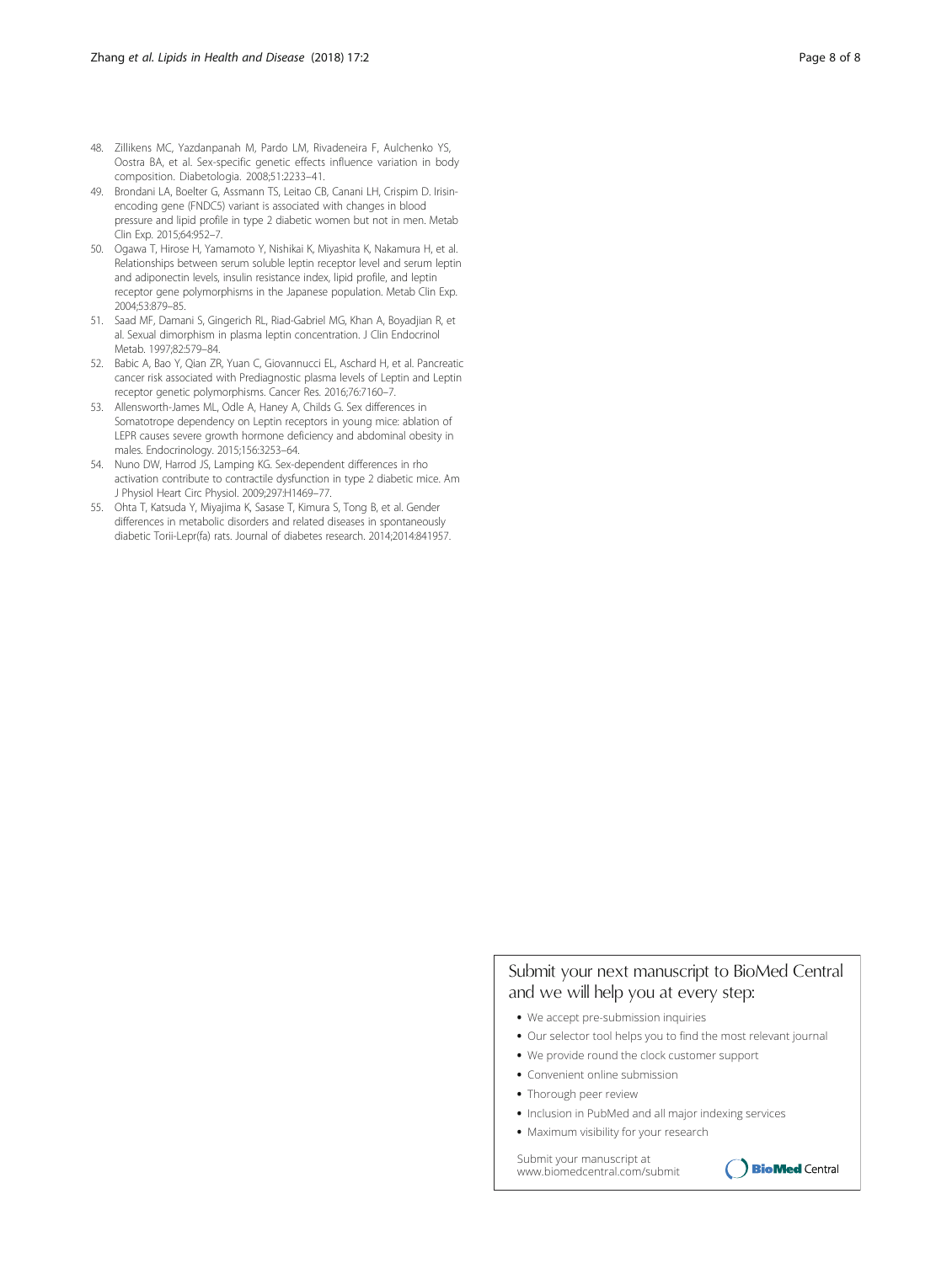48. Zillikens MC, Yazdanpanah M, Pardo LM, Rivadeneira F, Aulchenko YS, Oostra BA, et al. Sex-specific genetic effects influence variation in body composition. Diabetologia. 2008;51:2233–41.
49. Brondani LA, Boelter G, Assmann TS, Leitao CB, Canani LH, Crispim D. Irisin-encoding gene (FNDC5) variant is associated with changes in blood pressure and lipid profile in type 2 diabetic women but not in men. Metab Clin Exp. 2015;64:952–7.
50. Ogawa T, Hirose H, Yamamoto Y, Nishikai K, Miyashita K, Nakamura H, et al. Relationships between serum soluble leptin receptor level and serum leptin and adiponectin levels, insulin resistance index, lipid profile, and leptin receptor gene polymorphisms in the Japanese population. Metab Clin Exp. 2004;53:879–85.
51. Saad MF, Damani S, Gingerich RL, Riad-Gabriel MG, Khan A, Boyadjian R, et al. Sexual dimorphism in plasma leptin concentration. J Clin Endocrinol Metab. 1997;82:579–84.
52. Babic A, Bao Y, Qian ZR, Yuan C, Giovannucci EL, Aschard H, et al. Pancreatic cancer risk associated with Prediagnostic plasma levels of Leptin and Leptin receptor genetic polymorphisms. Cancer Res. 2016;76:7160–7.
53. Allensworth-James ML, Odle A, Haney A, Childs G. Sex differences in Somatotrope dependency on Leptin receptors in young mice: ablation of LEPR causes severe growth hormone deficiency and abdominal obesity in males. Endocrinology. 2015;156:3253–64.
54. Nuno DW, Harrod JS, Lamping KG. Sex-dependent differences in rho activation contribute to contractile dysfunction in type 2 diabetic mice. Am J Physiol Heart Circ Physiol. 2009;297:H1469–77.
55. Ohta T, Katsuda Y, Miyajima K, Sasase T, Kimura S, Tong B, et al. Gender differences in metabolic disorders and related diseases in spontaneously diabetic Torii-Lepr(fa) rats. Journal of diabetes research. 2014;2014:841957.

Submit your next manuscript to BioMed Central and we will help you at every step:

- We accept pre-submission inquiries
- Our selector tool helps you to find the most relevant journal
- We provide round the clock customer support
- Convenient online submission
- Thorough peer review
- Inclusion in PubMed and all major indexing services
- Maximum visibility for your research

Submit your manuscript at
www.biomedcentral.com/submit

BioMed Central